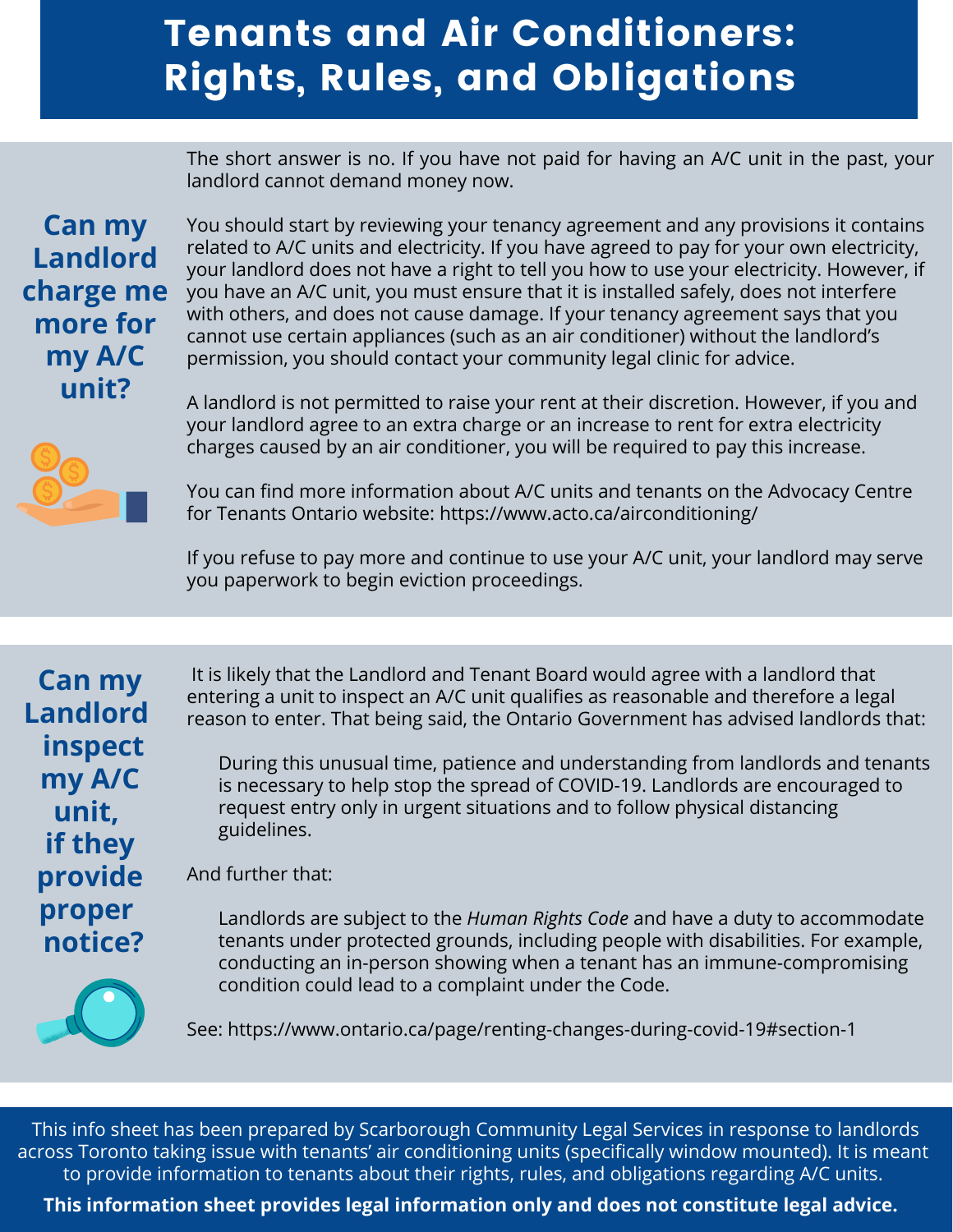# Tenants and Air Conditioners: Rights, Rules, and Obligations

## Can my Landlord charge me more for my A/C unit?

The short answer is no. If you have not paid for having an A/C unit in the past, your landlord cannot demand money now.

You should start by reviewing your tenancy agreement and any provisions it contains related to A/C units and electricity. If you have agreed to pay for your own electricity, your landlord does not have a right to tell you how to use your electricity. However, if you have an A/C unit, you must ensure that it is installed safely, does not interfere with others, and does not cause damage. If your tenancy agreement says that you cannot use certain appliances (such as an air conditioner) without the landlord's permission, you should contact your community legal clinic for advice.

A landlord is not permitted to raise your rent at their discretion. However, if you and your landlord agree to an extra charge or an increase to rent for extra electricity charges caused by an air conditioner, you will be required to pay this increase.

You can find more information about A/C units and tenants on the Advocacy Centre for Tenants Ontario website: https://www.acto.ca/airconditioning/

If you refuse to pay more and continue to use your A/C unit, your landlord may serve you paperwork to begin eviction proceedings.

## Can my Landlord inspect my A/C unit, if they provide proper notice?

It is likely that the Landlord and Tenant Board would agree with a landlord that entering a unit to inspect an A/C unit qualifies as reasonable and therefore a legal reason to enter. That being said, the Ontario Government has advised landlords that:

> During this unusual time, patience and understanding from landlords and tenants is necessary to help stop the spread of COVID-19. Landlords are encouraged to request entry only in urgent situations and to follow physical distancing guidelines.

And further that:

> Landlords are subject to the *Human Rights Code* and have a duty to accommodate tenants under protected grounds, including people with disabilities. For example, conducting an in-person showing when a tenant has an immune-compromising condition could lead to a complaint under the Code.

See: https://www.ontario.ca/page/renting-changes-during-covid-19#section-1

This info sheet has been prepared by Scarborough Community Legal Services in response to landlords across Toronto taking issue with tenants' air conditioning units (specifically window mounted). It is meant to provide information to tenants about their rights, rules, and obligations regarding A/C units.

**This information sheet provides legal information only and does not constitute legal advice.**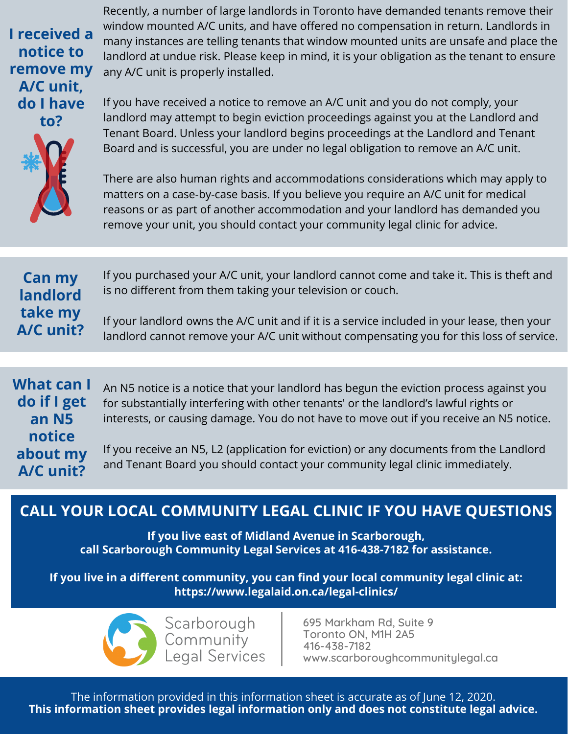## I received a notice to remove my A/C unit, do I have to?

Recently, a number of large landlords in Toronto have demanded tenants remove their window mounted A/C units, and have offered no compensation in return. Landlords in many instances are telling tenants that window mounted units are unsafe and place the landlord at undue risk. Please keep in mind, it is your obligation as the tenant to ensure any A/C unit is properly installed.

If you have received a notice to remove an A/C unit and you do not comply, your landlord may attempt to begin eviction proceedings against you at the Landlord and Tenant Board. Unless your landlord begins proceedings at the Landlord and Tenant Board and is successful, you are under no legal obligation to remove an A/C unit.

There are also human rights and accommodations considerations which may apply to matters on a case-by-case basis. If you believe you require an A/C unit for medical reasons or as part of another accommodation and your landlord has demanded you remove your unit, you should contact your community legal clinic for advice.

## Can my landlord take my A/C unit?

If you purchased your A/C unit, your landlord cannot come and take it. This is theft and is no different from them taking your television or couch.

If your landlord owns the A/C unit and if it is a service included in your lease, then your landlord cannot remove your A/C unit without compensating you for this loss of service.

## What can I do if I get an N5 notice about my A/C unit?

An N5 notice is a notice that your landlord has begun the eviction process against you for substantially interfering with other tenants' or the landlord's lawful rights or interests, or causing damage. You do not have to move out if you receive an N5 notice.

If you receive an N5, L2 (application for eviction) or any documents from the Landlord and Tenant Board you should contact your community legal clinic immediately.

## CALL YOUR LOCAL COMMUNITY LEGAL CLINIC IF YOU HAVE QUESTIONS

**If you live east of Midland Avenue in Scarborough, call Scarborough Community Legal Services at 416-438-7182 for assistance.**

**If you live in a different community, you can find your local community legal clinic at: https://www.legalaid.on.ca/legal-clinics/**

Scarborough Community Legal Services

695 Markham Rd, Suite 9
Toronto ON, M1H 2A5
416-438-7182
www.scarboroughcommunitylegal.ca

The information provided in this information sheet is accurate as of June 12, 2020.
**This information sheet provides legal information only and does not constitute legal advice.**